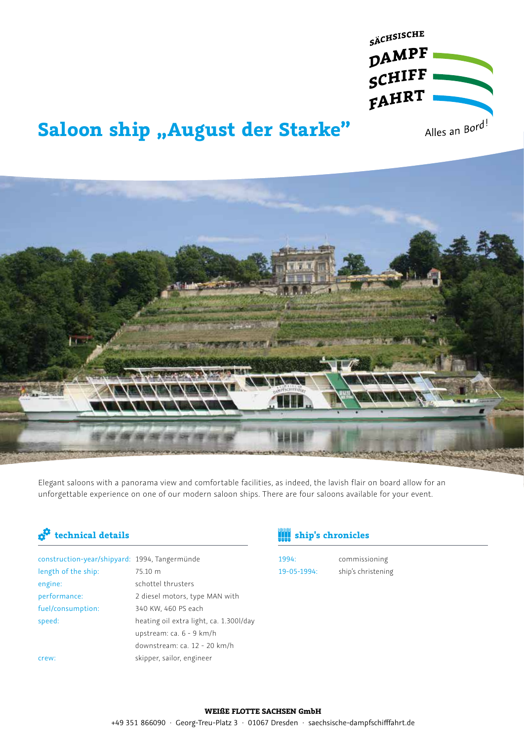SÄCHSISCHE DAMPF SCHIFF FAHRT

Alles an Bord!

# Saloon ship „August der Starke"

Elegant saloons with a panorama view and comfortable facilities, as indeed, the lavish flair on board allow for an unforgettable experience on one of our modern saloon ships. There are four saloons available for your event.

## technical details

| | |
|---|---|
| construction-year/shipyard: | 1994, Tangermünde |
| length of the ship: | 75.10 m |
| engine: | schottel thrusters |
| performance: | 2 diesel motors, type MAN with 340 KW, 460 PS each |
| fuel/consumption: | heating oil extra light, ca. 1.300l/day |
| speed: | upstream: ca. 6 - 9 km/h<br>downstream: ca. 12 - 20 km/h |
| crew: | skipper, sailor, engineer |

## ship's chronicles

| | |
|---|---|
| 1994: | commissioning |
| 19-05-1994: | ship's christening |

**WEIßE FLOTTE SACHSEN GmbH**

+49 351 866090 · Georg-Treu-Platz 3 · 01067 Dresden · saechsische-dampfschifffahrt.de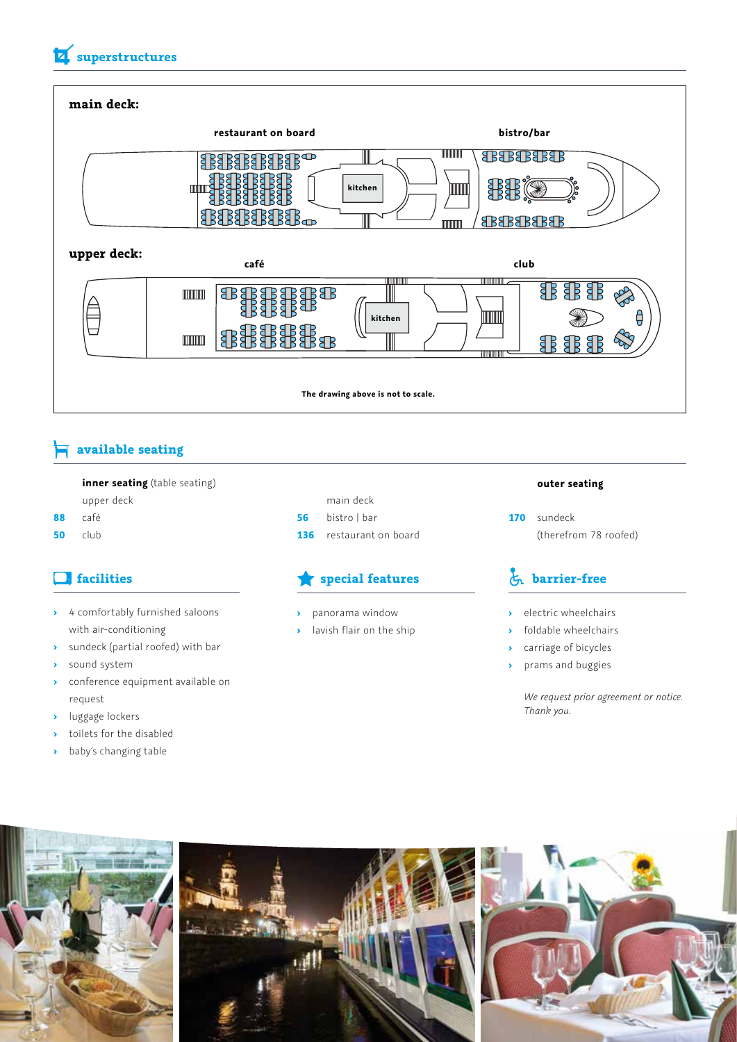## superstructures

**main deck:**

restaurant on board

bistro/bar

kitchen

**upper deck:**

café

club

kitchen

**The drawing above is not to scale.**

## available seating

**inner seating** (table seating)

upper deck

**88** café

**50** club

main deck

**56** bistro | bar

**136** restaurant on board

**outer seating**

**170** sundeck (therefrom 78 roofed)

## facilities

- 4 comfortably furnished saloons with air-conditioning
- sundeck (partial roofed) with bar
- sound system
- conference equipment available on request
- luggage lockers
- toilets for the disabled
- baby's changing table

## special features

- panorama window
- lavish flair on the ship

## barrier-free

- electric wheelchairs
- foldable wheelchairs
- carriage of bicycles
- prams and buggies

*We request prior agreement or notice. Thank you.*